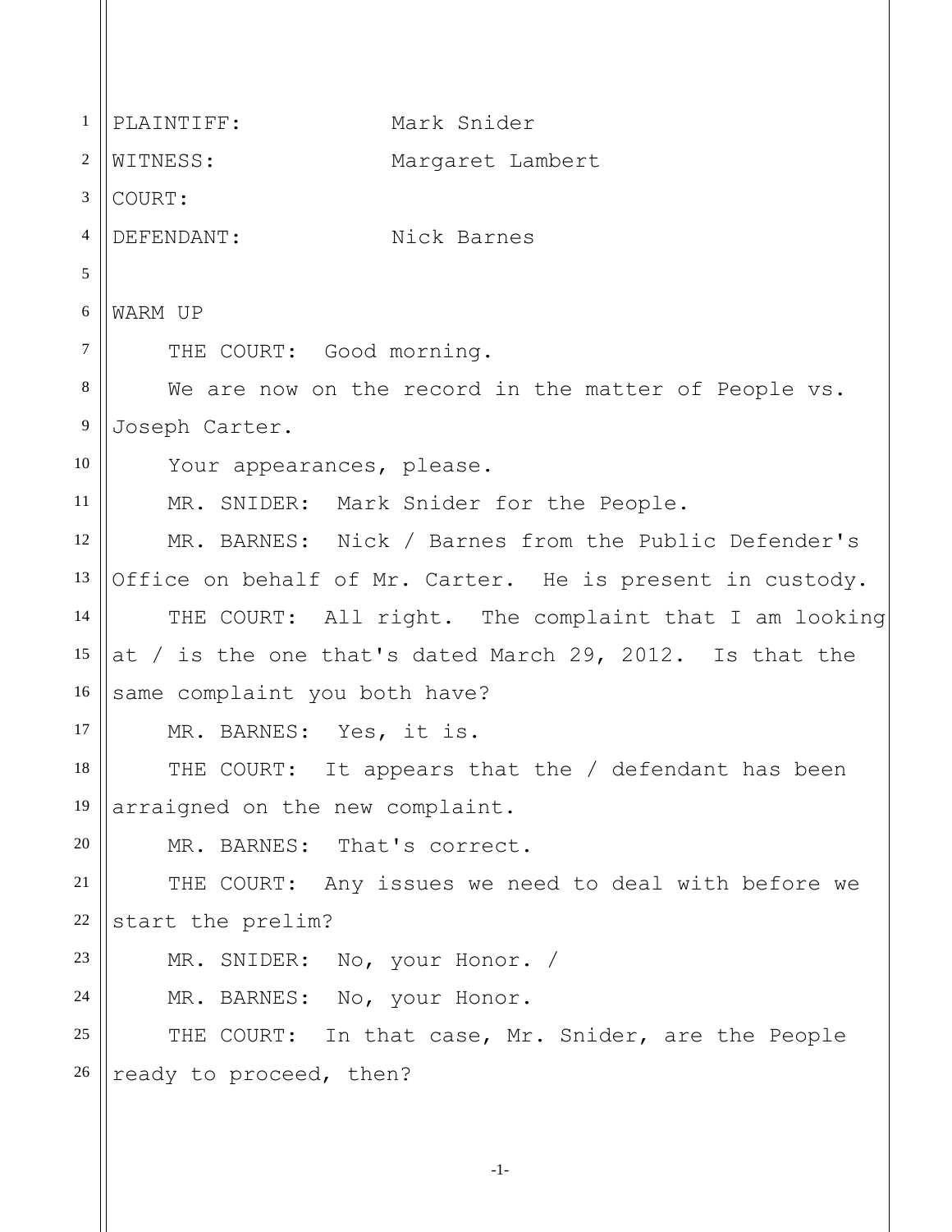PLAINTIFF: Mark Snider
WITNESS: Margaret Lambert
COURT:
DEFENDANT: Nick Barnes

WARM UP

THE COURT: Good morning.

We are now on the record in the matter of People vs. Joseph Carter.

Your appearances, please.

MR. SNIDER: Mark Snider for the People.

MR. BARNES: Nick / Barnes from the Public Defender's Office on behalf of Mr. Carter. He is present in custody.

THE COURT: All right. The complaint that I am looking at / is the one that's dated March 29, 2012. Is that the same complaint you both have?

MR. BARNES: Yes, it is.

THE COURT: It appears that the / defendant has been arraigned on the new complaint.

MR. BARNES: That's correct.

THE COURT: Any issues we need to deal with before we start the prelim?

MR. SNIDER: No, your Honor. /

MR. BARNES: No, your Honor.

THE COURT: In that case, Mr. Snider, are the People ready to proceed, then?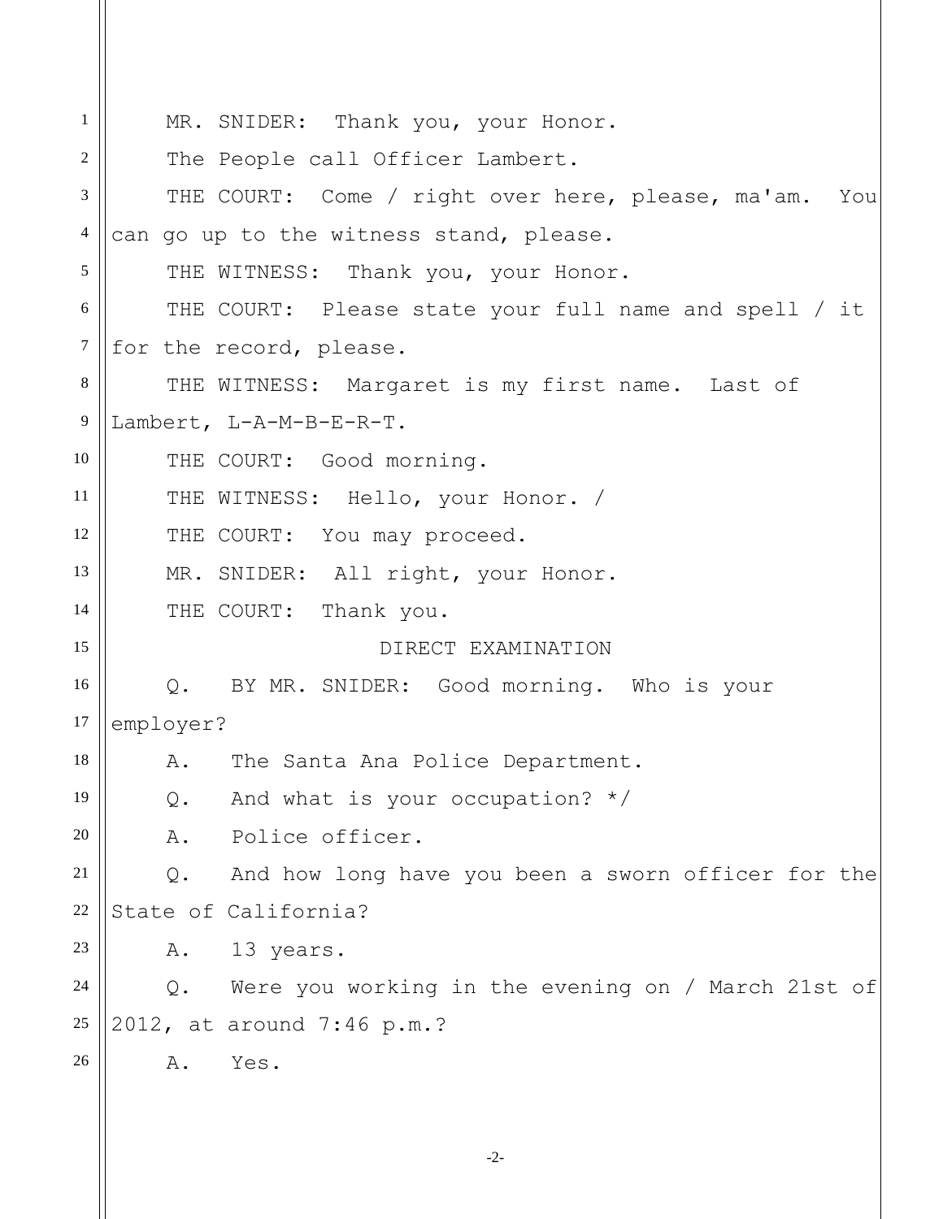MR. SNIDER: Thank you, your Honor.

The People call Officer Lambert.

THE COURT: Come / right over here, please, ma'am. You can go up to the witness stand, please.

THE WITNESS: Thank you, your Honor.

THE COURT: Please state your full name and spell / it for the record, please.

THE WITNESS: Margaret is my first name. Last of Lambert, L-A-M-B-E-R-T.

THE COURT: Good morning.

THE WITNESS: Hello, your Honor. /

THE COURT: You may proceed.

MR. SNIDER: All right, your Honor.

THE COURT: Thank you.

DIRECT EXAMINATION

Q. BY MR. SNIDER: Good morning. Who is your employer?

A. The Santa Ana Police Department.

Q. And what is your occupation? */

A. Police officer.

Q. And how long have you been a sworn officer for the State of California?

A. 13 years.

Q. Were you working in the evening on / March 21st of 2012, at around 7:46 p.m.?

A. Yes.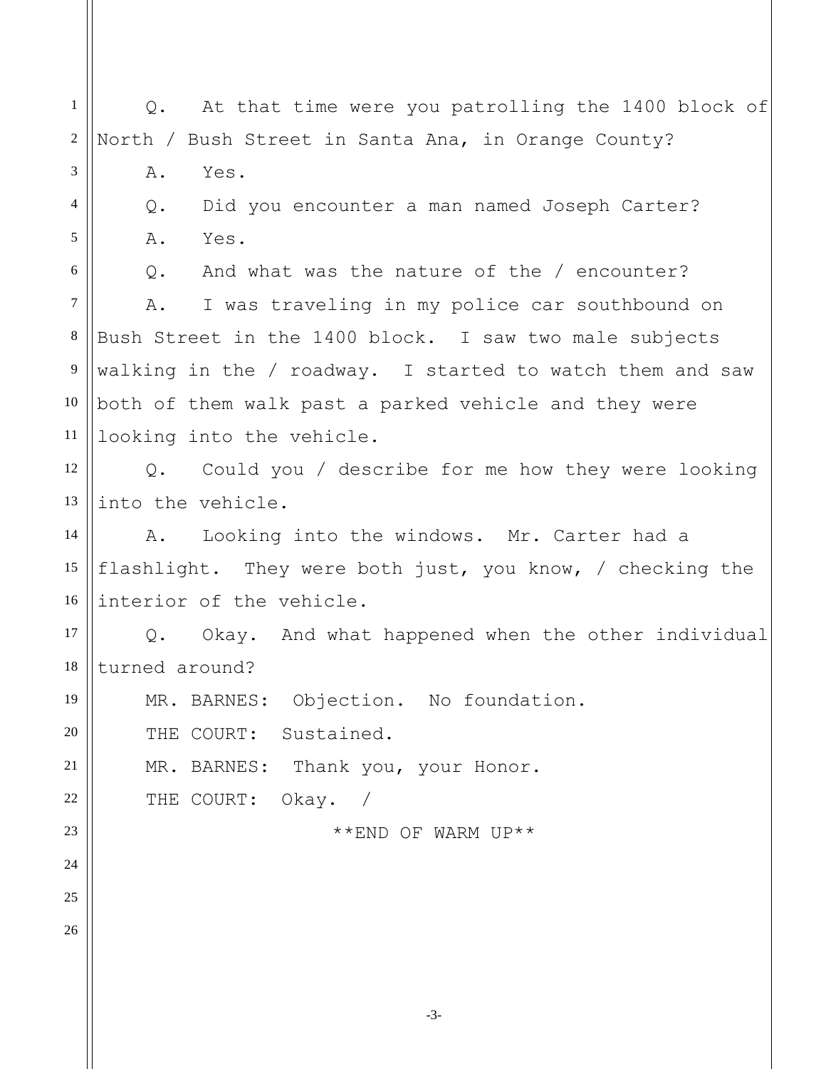Q. At that time were you patrolling the 1400 block of North / Bush Street in Santa Ana, in Orange County?

A. Yes.

Q. Did you encounter a man named Joseph Carter?

A. Yes.

Q. And what was the nature of the / encounter?

A. I was traveling in my police car southbound on Bush Street in the 1400 block. I saw two male subjects walking in the / roadway. I started to watch them and saw both of them walk past a parked vehicle and they were looking into the vehicle.

Q. Could you / describe for me how they were looking into the vehicle.

A. Looking into the windows. Mr. Carter had a flashlight. They were both just, you know, / checking the interior of the vehicle.

Q. Okay. And what happened when the other individual turned around?

MR. BARNES: Objection. No foundation.

THE COURT: Sustained.

MR. BARNES: Thank you, your Honor.

THE COURT: Okay. /

**END OF WARM UP**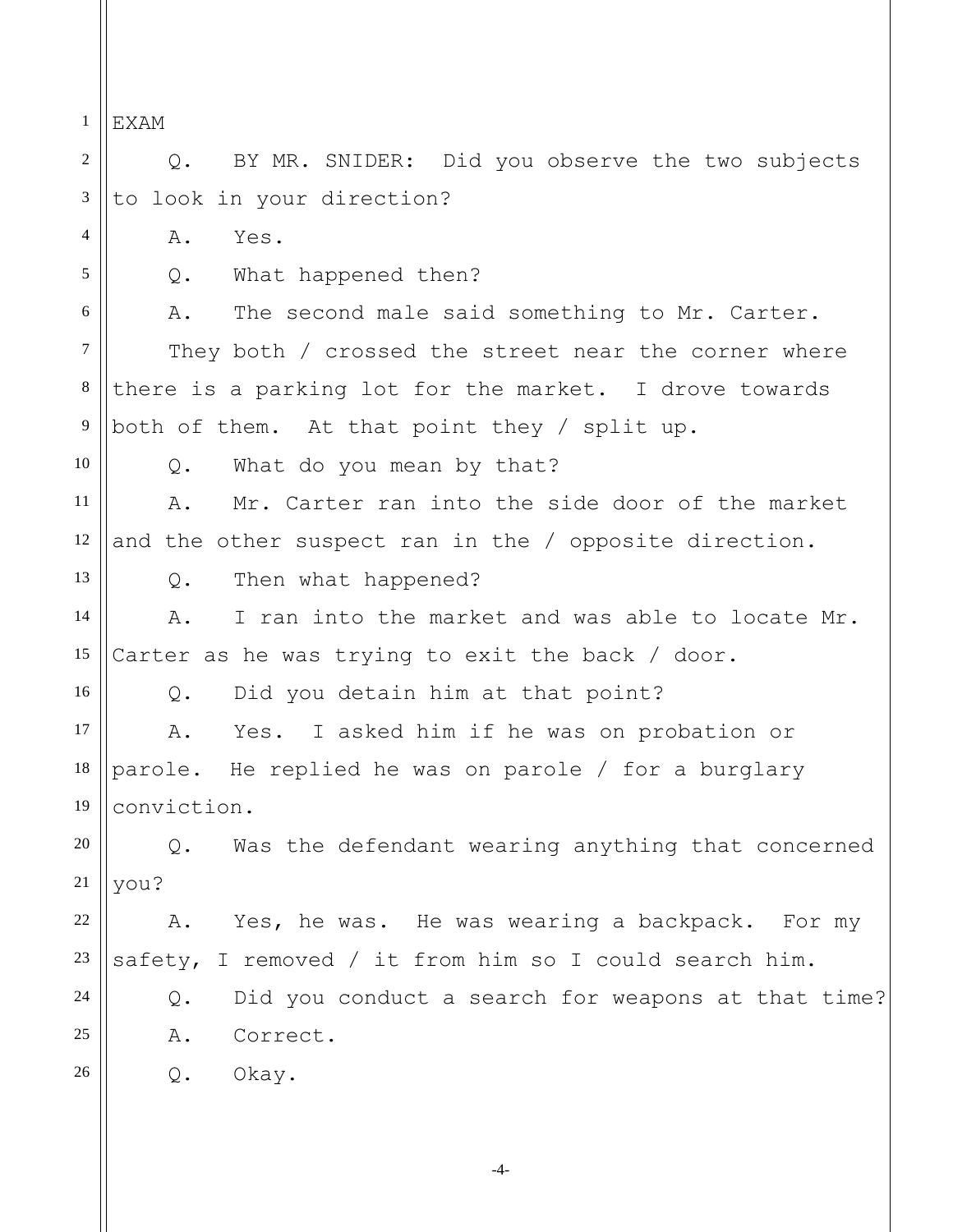EXAM

Q. BY MR. SNIDER: Did you observe the two subjects to look in your direction?

A. Yes.

Q. What happened then?

A. The second male said something to Mr. Carter. They both / crossed the street near the corner where there is a parking lot for the market. I drove towards both of them. At that point they / split up.

Q. What do you mean by that?

A. Mr. Carter ran into the side door of the market and the other suspect ran in the / opposite direction.

Q. Then what happened?

A. I ran into the market and was able to locate Mr. Carter as he was trying to exit the back / door.

Q. Did you detain him at that point?

A. Yes. I asked him if he was on probation or parole. He replied he was on parole / for a burglary conviction.

Q. Was the defendant wearing anything that concerned you?

A. Yes, he was. He was wearing a backpack. For my safety, I removed / it from him so I could search him.

Q. Did you conduct a search for weapons at that time?

A. Correct.

Q. Okay.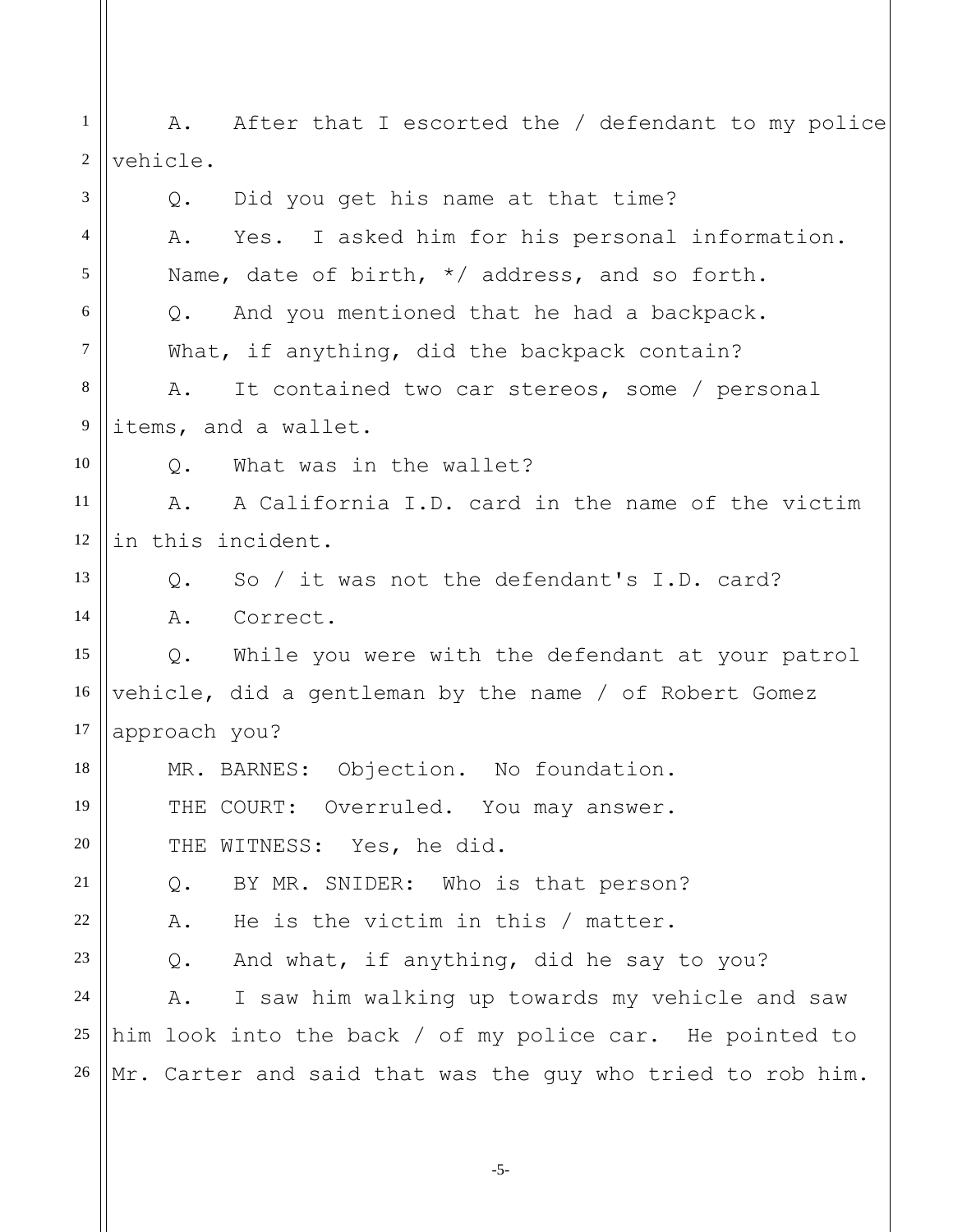A. After that I escorted the / defendant to my police vehicle.

Q. Did you get his name at that time?

A. Yes. I asked him for his personal information. Name, date of birth, */ address, and so forth.

Q. And you mentioned that he had a backpack. What, if anything, did the backpack contain?

A. It contained two car stereos, some / personal items, and a wallet.

Q. What was in the wallet?

A. A California I.D. card in the name of the victim in this incident.

Q. So / it was not the defendant's I.D. card?

A. Correct.

Q. While you were with the defendant at your patrol vehicle, did a gentleman by the name / of Robert Gomez approach you?

MR. BARNES: Objection. No foundation.

THE COURT: Overruled. You may answer.

THE WITNESS: Yes, he did.

Q. BY MR. SNIDER: Who is that person?

A. He is the victim in this / matter.

Q. And what, if anything, did he say to you?

A. I saw him walking up towards my vehicle and saw him look into the back / of my police car. He pointed to Mr. Carter and said that was the guy who tried to rob him.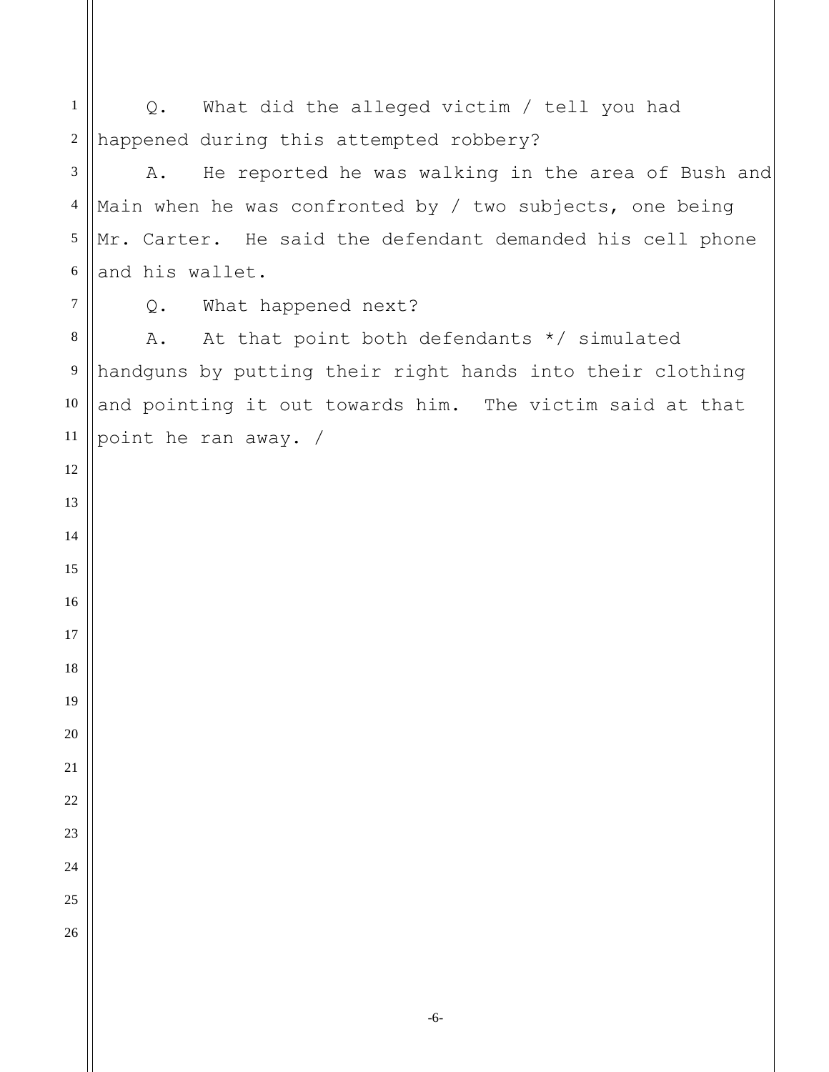Q. What did the alleged victim / tell you had happened during this attempted robbery?

A. He reported he was walking in the area of Bush and Main when he was confronted by / two subjects, one being Mr. Carter. He said the defendant demanded his cell phone and his wallet.

Q. What happened next?

A. At that point both defendants */ simulated handguns by putting their right hands into their clothing and pointing it out towards him. The victim said at that point he ran away. /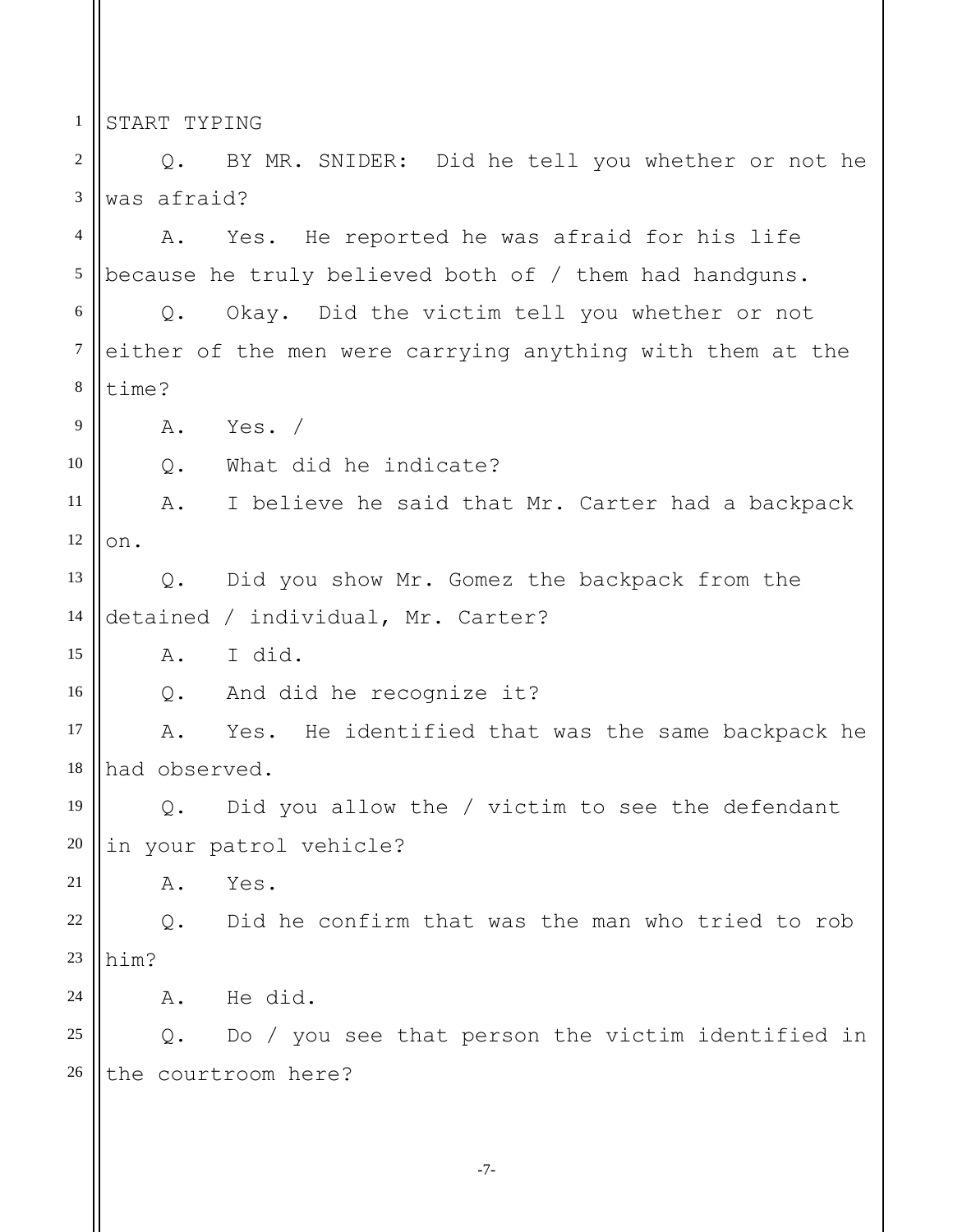START TYPING

Q. BY MR. SNIDER: Did he tell you whether or not he was afraid?

A. Yes. He reported he was afraid for his life because he truly believed both of / them had handguns.

Q. Okay. Did the victim tell you whether or not either of the men were carrying anything with them at the time?

A. Yes. /

Q. What did he indicate?

A. I believe he said that Mr. Carter had a backpack on.

Q. Did you show Mr. Gomez the backpack from the detained / individual, Mr. Carter?

A. I did.

Q. And did he recognize it?

A. Yes. He identified that was the same backpack he had observed.

Q. Did you allow the / victim to see the defendant in your patrol vehicle?

A. Yes.

Q. Did he confirm that was the man who tried to rob him?

A. He did.

Q. Do / you see that person the victim identified in the courtroom here?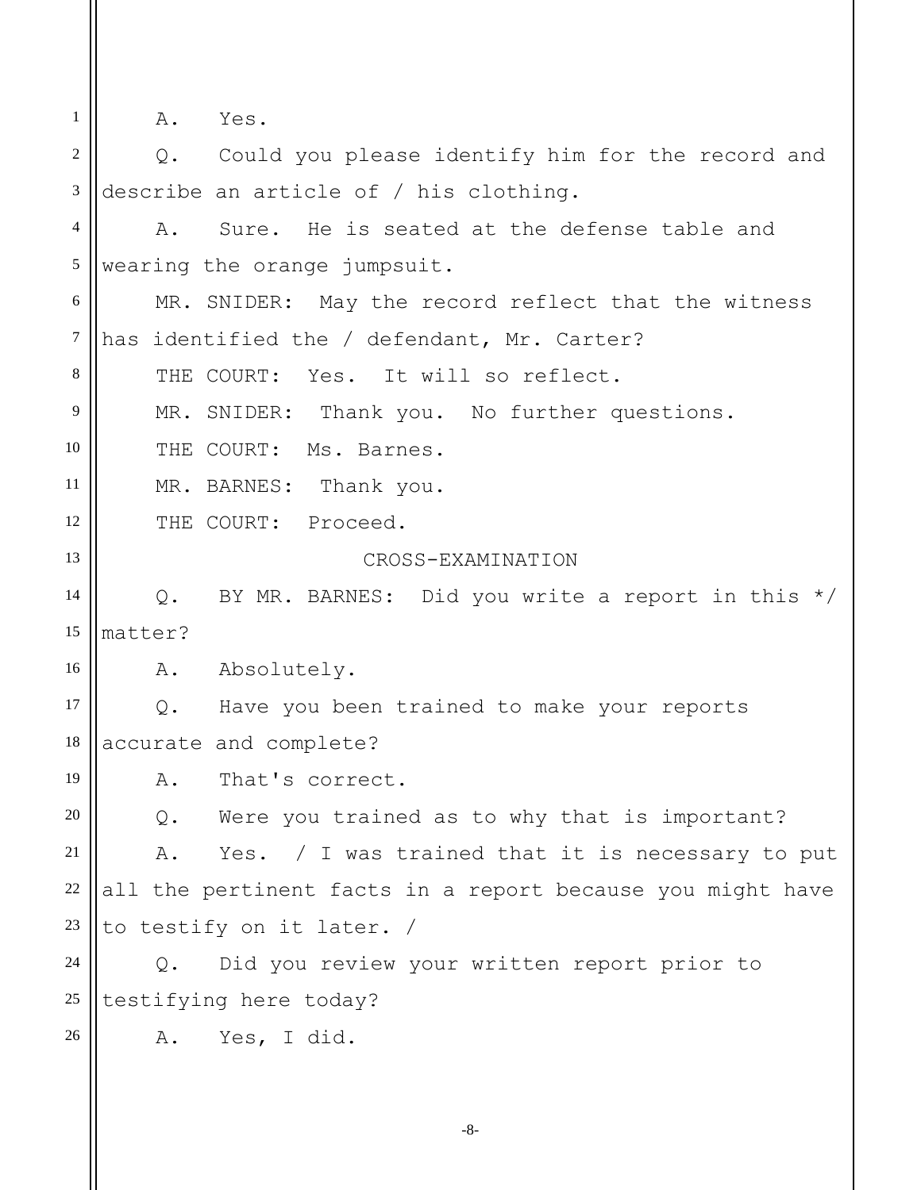A. Yes.

Q. Could you please identify him for the record and describe an article of / his clothing.

A. Sure. He is seated at the defense table and wearing the orange jumpsuit.

MR. SNIDER: May the record reflect that the witness has identified the / defendant, Mr. Carter?

THE COURT: Yes. It will so reflect.

MR. SNIDER: Thank you. No further questions.

THE COURT: Ms. Barnes.

MR. BARNES: Thank you.

THE COURT: Proceed.

CROSS-EXAMINATION

Q. BY MR. BARNES: Did you write a report in this */ matter?

A. Absolutely.

Q. Have you been trained to make your reports accurate and complete?

A. That's correct.

Q. Were you trained as to why that is important?

A. Yes. / I was trained that it is necessary to put all the pertinent facts in a report because you might have to testify on it later. /

Q. Did you review your written report prior to testifying here today?

A. Yes, I did.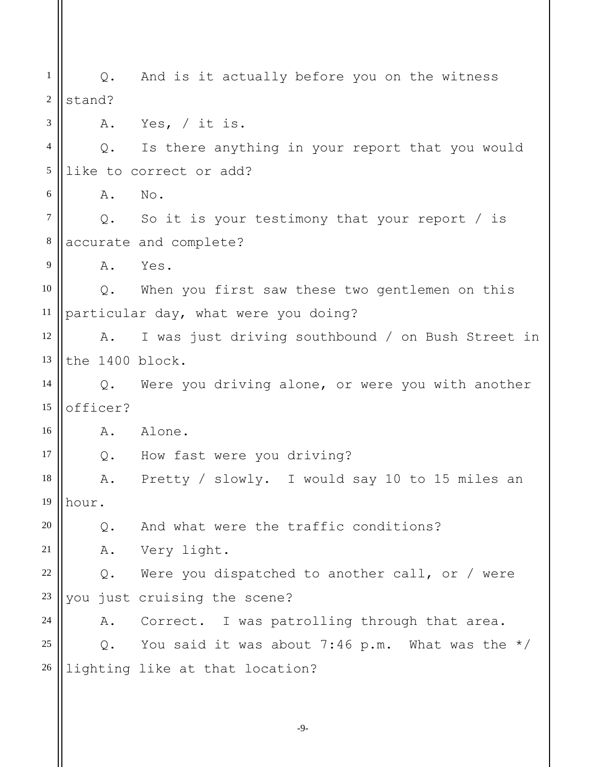Q. And is it actually before you on the witness stand?

A. Yes, / it is.

Q. Is there anything in your report that you would like to correct or add?

A. No.

Q. So it is your testimony that your report / is accurate and complete?

A. Yes.

Q. When you first saw these two gentlemen on this particular day, what were you doing?

A. I was just driving southbound / on Bush Street in the 1400 block.

Q. Were you driving alone, or were you with another officer?

A. Alone.

Q. How fast were you driving?

A. Pretty / slowly. I would say 10 to 15 miles an hour.

Q. And what were the traffic conditions?

A. Very light.

Q. Were you dispatched to another call, or / were you just cruising the scene?

A. Correct. I was patrolling through that area.

Q. You said it was about 7:46 p.m. What was the */ lighting like at that location?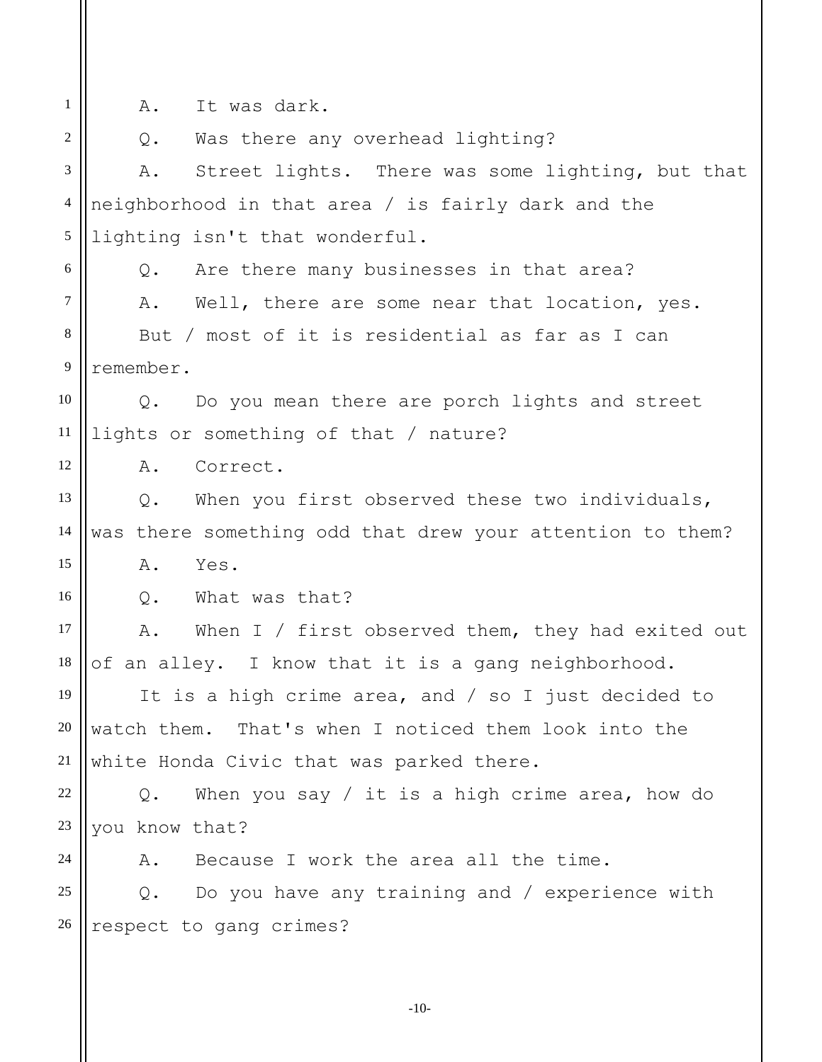A. It was dark.

Q. Was there any overhead lighting?

A. Street lights. There was some lighting, but that neighborhood in that area / is fairly dark and the lighting isn't that wonderful.

Q. Are there many businesses in that area?

A. Well, there are some near that location, yes.

But / most of it is residential as far as I can remember.

Q. Do you mean there are porch lights and street lights or something of that / nature?

A. Correct.

Q. When you first observed these two individuals, was there something odd that drew your attention to them?

A. Yes.

Q. What was that?

A. When I / first observed them, they had exited out of an alley. I know that it is a gang neighborhood.

It is a high crime area, and / so I just decided to watch them. That's when I noticed them look into the white Honda Civic that was parked there.

Q. When you say / it is a high crime area, how do you know that?

A. Because I work the area all the time.

Q. Do you have any training and / experience with respect to gang crimes?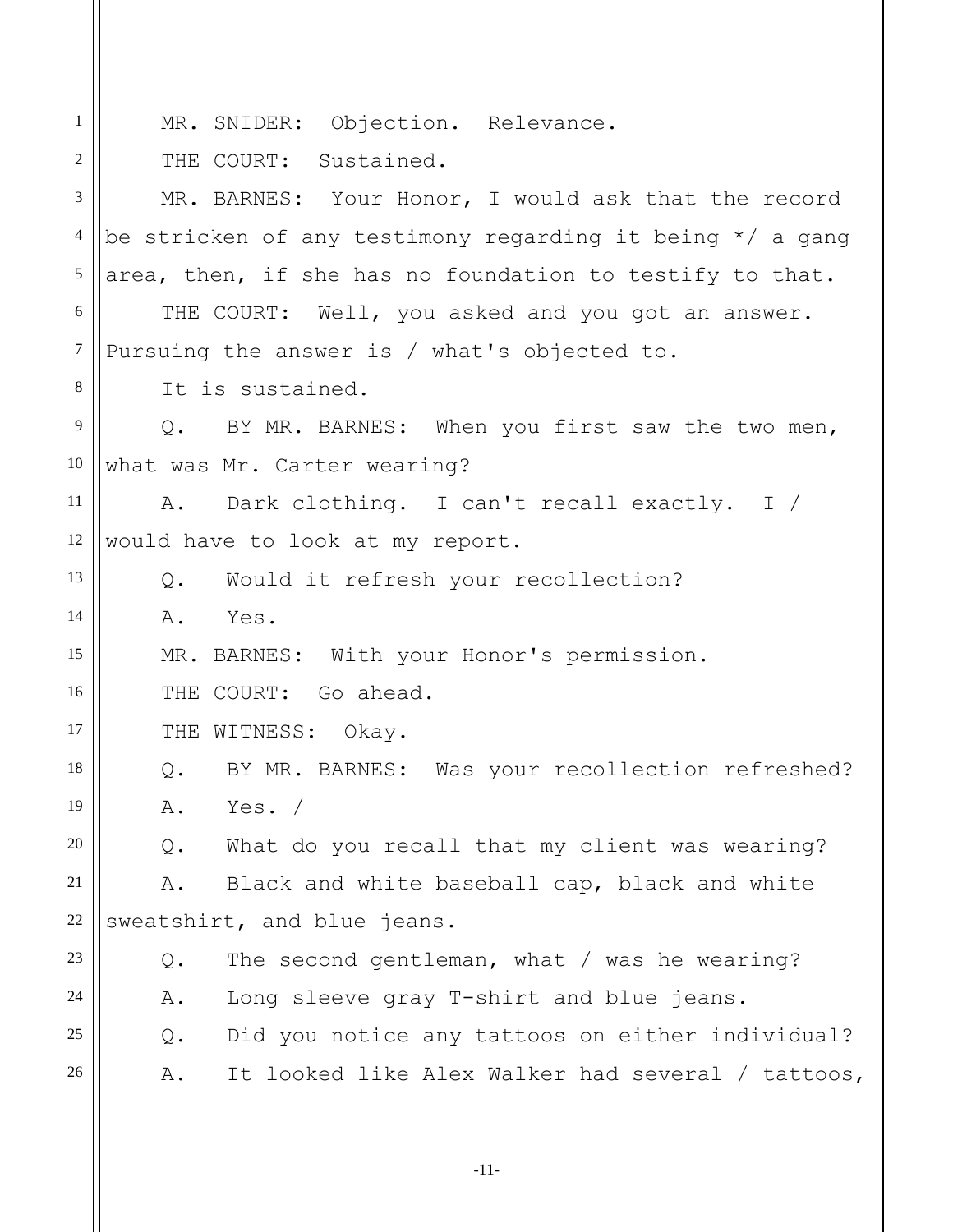MR. SNIDER: Objection. Relevance.

THE COURT: Sustained.

MR. BARNES: Your Honor, I would ask that the record be stricken of any testimony regarding it being */ a gang area, then, if she has no foundation to testify to that.

THE COURT: Well, you asked and you got an answer. Pursuing the answer is / what's objected to.

It is sustained.

Q. BY MR. BARNES: When you first saw the two men, what was Mr. Carter wearing?

A. Dark clothing. I can't recall exactly. I / would have to look at my report.

Q. Would it refresh your recollection?

A. Yes.

MR. BARNES: With your Honor's permission.

THE COURT: Go ahead.

THE WITNESS: Okay.

Q. BY MR. BARNES: Was your recollection refreshed?

A. Yes. /

Q. What do you recall that my client was wearing?

A. Black and white baseball cap, black and white sweatshirt, and blue jeans.

Q. The second gentleman, what / was he wearing?

A. Long sleeve gray T-shirt and blue jeans.

Q. Did you notice any tattoos on either individual?

A. It looked like Alex Walker had several / tattoos,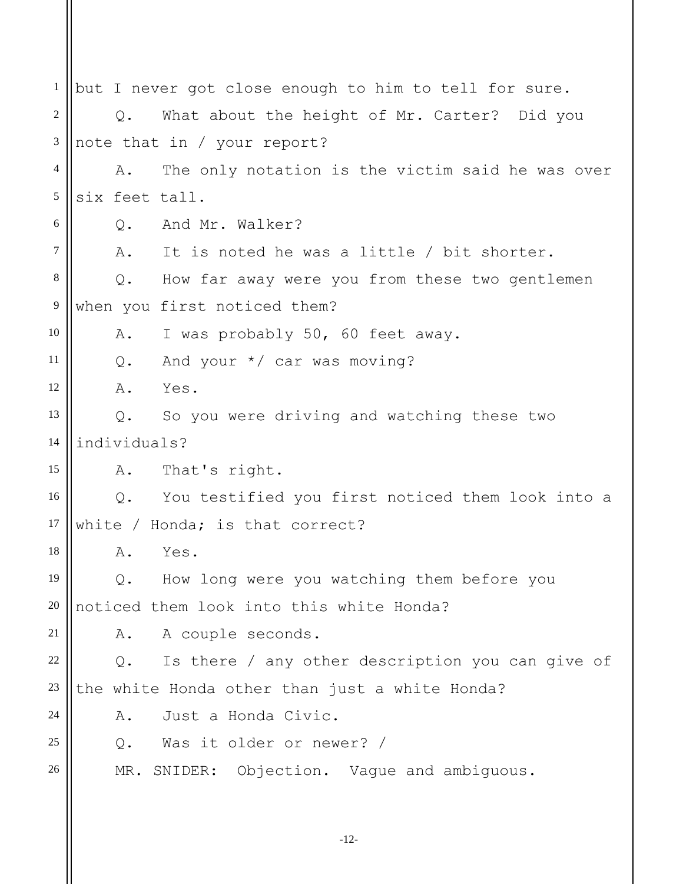but I never got close enough to him to tell for sure.

Q. What about the height of Mr. Carter? Did you note that in / your report?

A. The only notation is the victim said he was over six feet tall.

Q. And Mr. Walker?

A. It is noted he was a little / bit shorter.

Q. How far away were you from these two gentlemen when you first noticed them?

A. I was probably 50, 60 feet away.

Q. And your */ car was moving?

A. Yes.

Q. So you were driving and watching these two individuals?

A. That's right.

Q. You testified you first noticed them look into a white / Honda; is that correct?

A. Yes.

Q. How long were you watching them before you noticed them look into this white Honda?

A. A couple seconds.

Q. Is there / any other description you can give of the white Honda other than just a white Honda?

A. Just a Honda Civic.

Q. Was it older or newer? /

MR. SNIDER: Objection. Vague and ambiguous.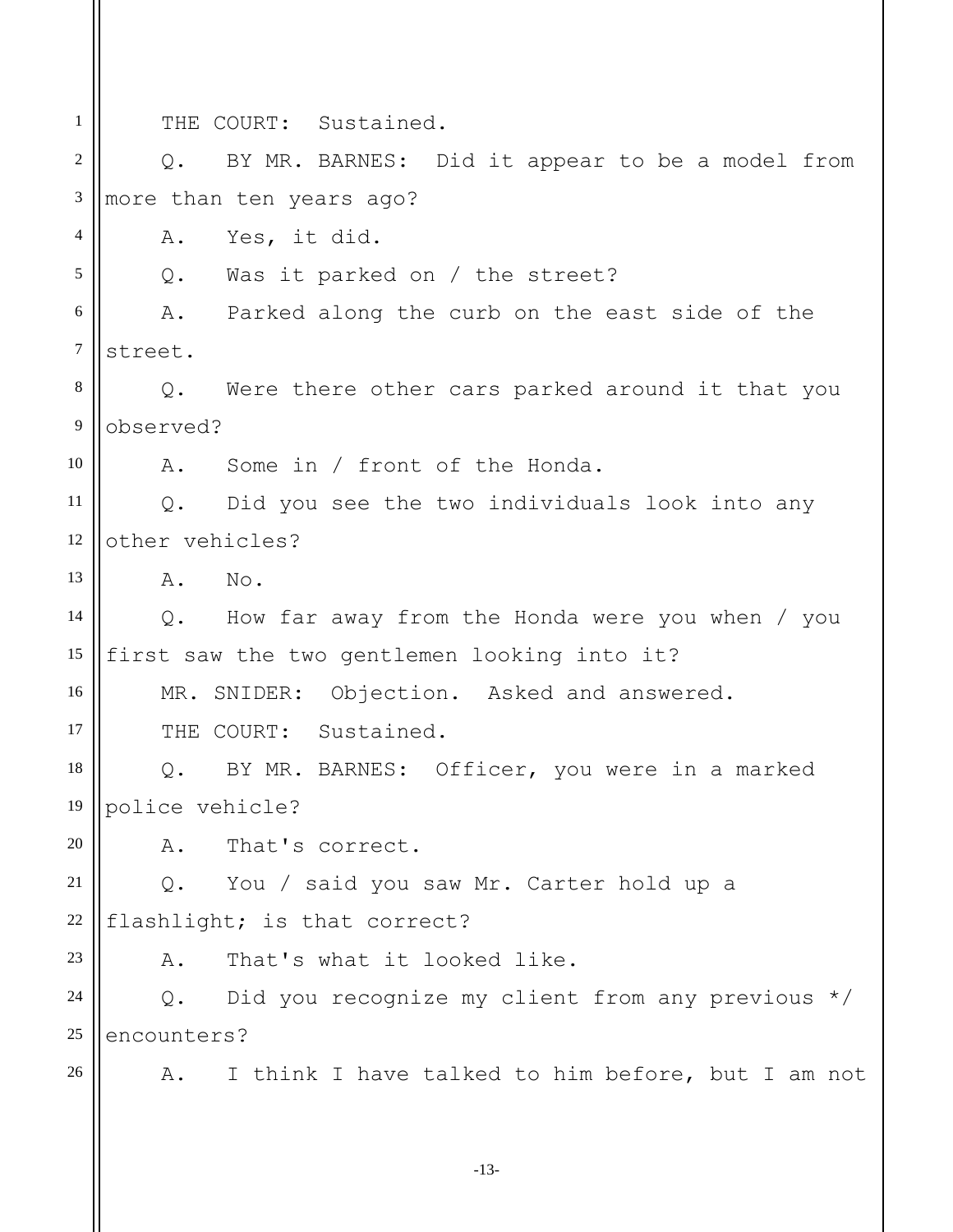THE COURT: Sustained.

Q. BY MR. BARNES: Did it appear to be a model from more than ten years ago?

A. Yes, it did.

Q. Was it parked on / the street?

A. Parked along the curb on the east side of the street.

Q. Were there other cars parked around it that you observed?

A. Some in / front of the Honda.

Q. Did you see the two individuals look into any other vehicles?

A. No.

Q. How far away from the Honda were you when / you first saw the two gentlemen looking into it?

MR. SNIDER: Objection. Asked and answered.

THE COURT: Sustained.

Q. BY MR. BARNES: Officer, you were in a marked police vehicle?

A. That's correct.

Q. You / said you saw Mr. Carter hold up a flashlight; is that correct?

A. That's what it looked like.

Q. Did you recognize my client from any previous */ encounters?

A. I think I have talked to him before, but I am not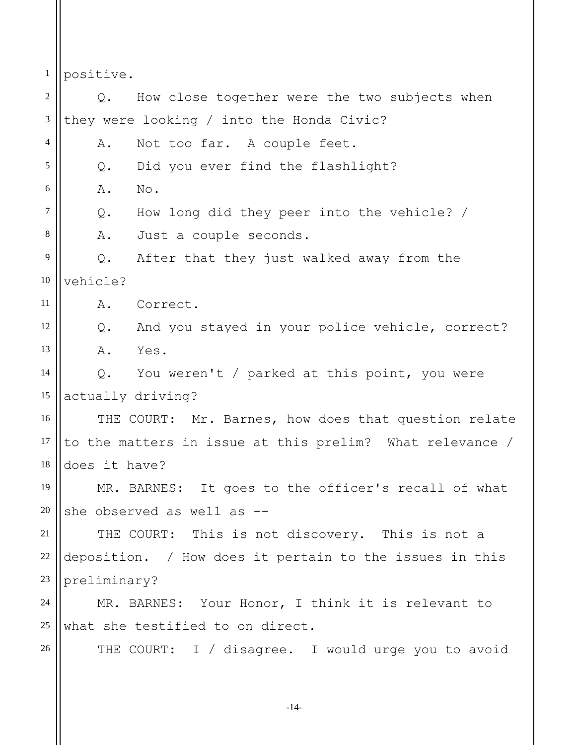positive.

Q. How close together were the two subjects when they were looking / into the Honda Civic?

A. Not too far. A couple feet.

Q. Did you ever find the flashlight?

A. No.

Q. How long did they peer into the vehicle? /

A. Just a couple seconds.

Q. After that they just walked away from the vehicle?

A. Correct.

Q. And you stayed in your police vehicle, correct?

A. Yes.

Q. You weren't / parked at this point, you were actually driving?

THE COURT: Mr. Barnes, how does that question relate to the matters in issue at this prelim? What relevance / does it have?

MR. BARNES: It goes to the officer's recall of what she observed as well as --

THE COURT: This is not discovery. This is not a deposition. / How does it pertain to the issues in this preliminary?

MR. BARNES: Your Honor, I think it is relevant to what she testified to on direct.

THE COURT: I / disagree. I would urge you to avoid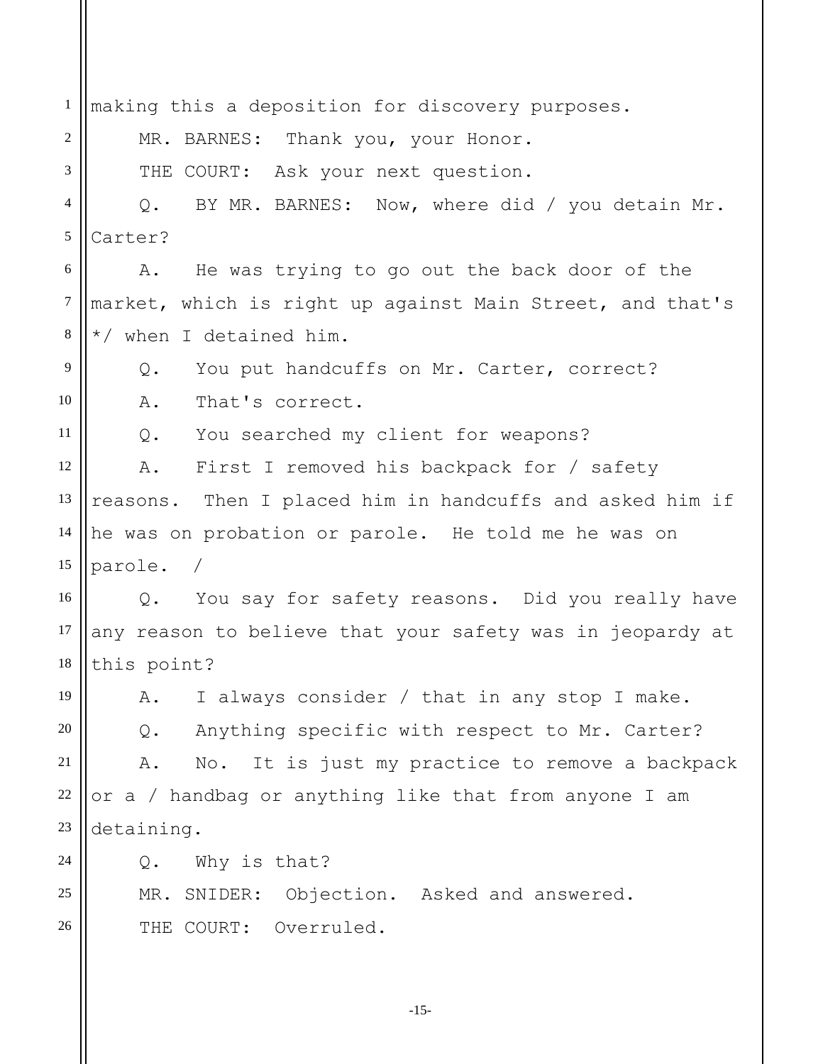making this a deposition for discovery purposes.

MR. BARNES: Thank you, your Honor.

THE COURT: Ask your next question.

Q. BY MR. BARNES: Now, where did / you detain Mr. Carter?

A. He was trying to go out the back door of the market, which is right up against Main Street, and that's */ when I detained him.

Q. You put handcuffs on Mr. Carter, correct?

A. That's correct.

Q. You searched my client for weapons?

A. First I removed his backpack for / safety reasons. Then I placed him in handcuffs and asked him if he was on probation or parole. He told me he was on parole. /

Q. You say for safety reasons. Did you really have any reason to believe that your safety was in jeopardy at this point?

A. I always consider / that in any stop I make.

Q. Anything specific with respect to Mr. Carter?

A. No. It is just my practice to remove a backpack or a / handbag or anything like that from anyone I am detaining.

Q. Why is that?

MR. SNIDER: Objection. Asked and answered.

THE COURT: Overruled.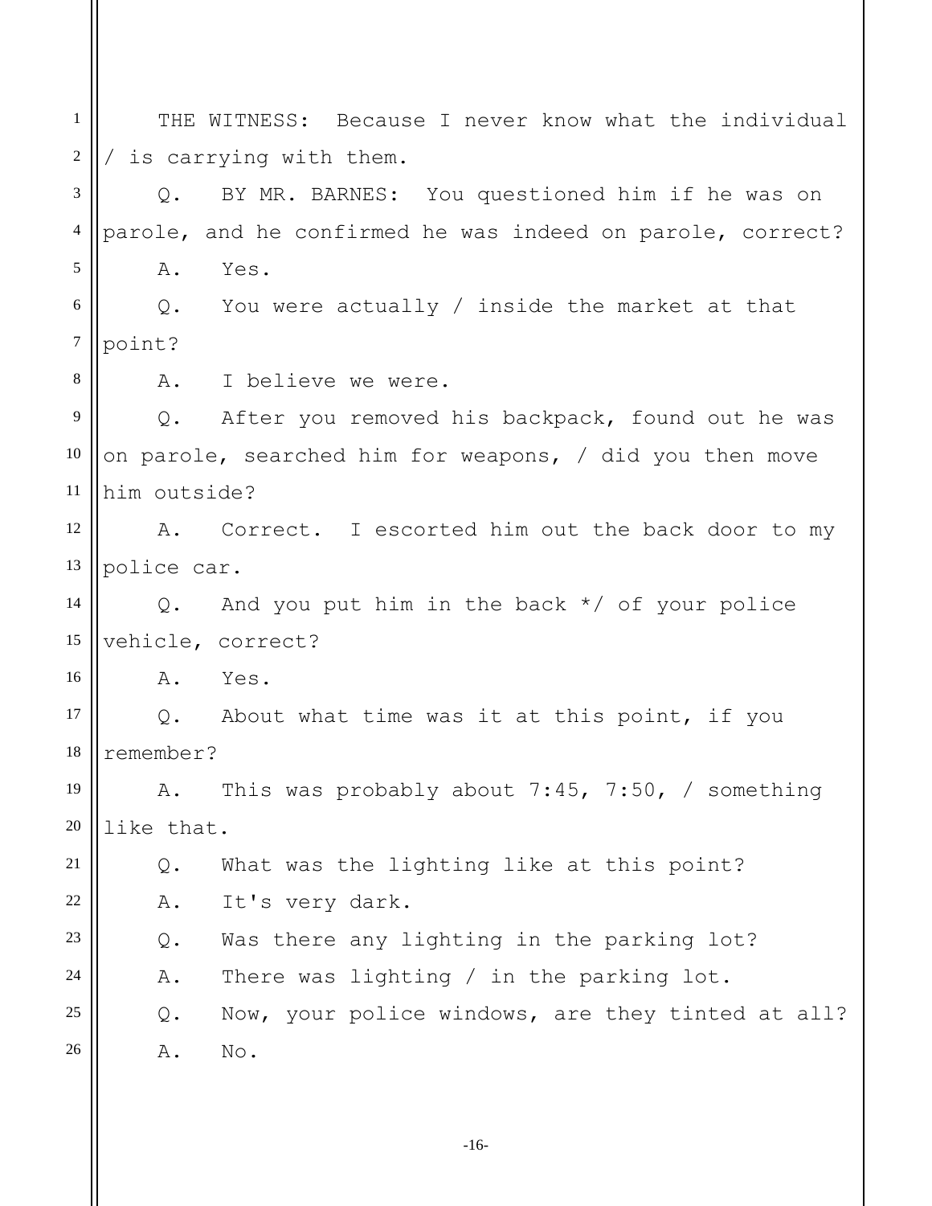THE WITNESS: Because I never know what the individual / is carrying with them.

Q. BY MR. BARNES: You questioned him if he was on parole, and he confirmed he was indeed on parole, correct?

A. Yes.

Q. You were actually / inside the market at that point?

A. I believe we were.

Q. After you removed his backpack, found out he was on parole, searched him for weapons, / did you then move him outside?

A. Correct. I escorted him out the back door to my police car.

Q. And you put him in the back */ of your police vehicle, correct?

A. Yes.

Q. About what time was it at this point, if you remember?

A. This was probably about 7:45, 7:50, / something like that.

Q. What was the lighting like at this point?

A. It's very dark.

Q. Was there any lighting in the parking lot?

A. There was lighting / in the parking lot.

Q. Now, your police windows, are they tinted at all?

A. No.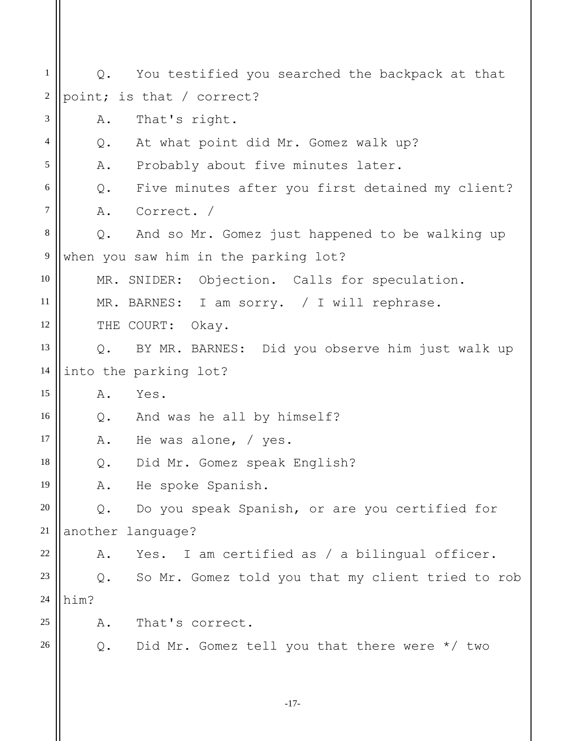Q. You testified you searched the backpack at that point; is that / correct?

A. That's right.

Q. At what point did Mr. Gomez walk up?

A. Probably about five minutes later.

Q. Five minutes after you first detained my client?

A. Correct. /

Q. And so Mr. Gomez just happened to be walking up when you saw him in the parking lot?

MR. SNIDER: Objection. Calls for speculation.

MR. BARNES: I am sorry. / I will rephrase.

THE COURT: Okay.

Q. BY MR. BARNES: Did you observe him just walk up into the parking lot?

A. Yes.

Q. And was he all by himself?

A. He was alone, / yes.

Q. Did Mr. Gomez speak English?

A. He spoke Spanish.

Q. Do you speak Spanish, or are you certified for another language?

A. Yes. I am certified as / a bilingual officer.

Q. So Mr. Gomez told you that my client tried to rob him?

A. That's correct.

Q. Did Mr. Gomez tell you that there were */ two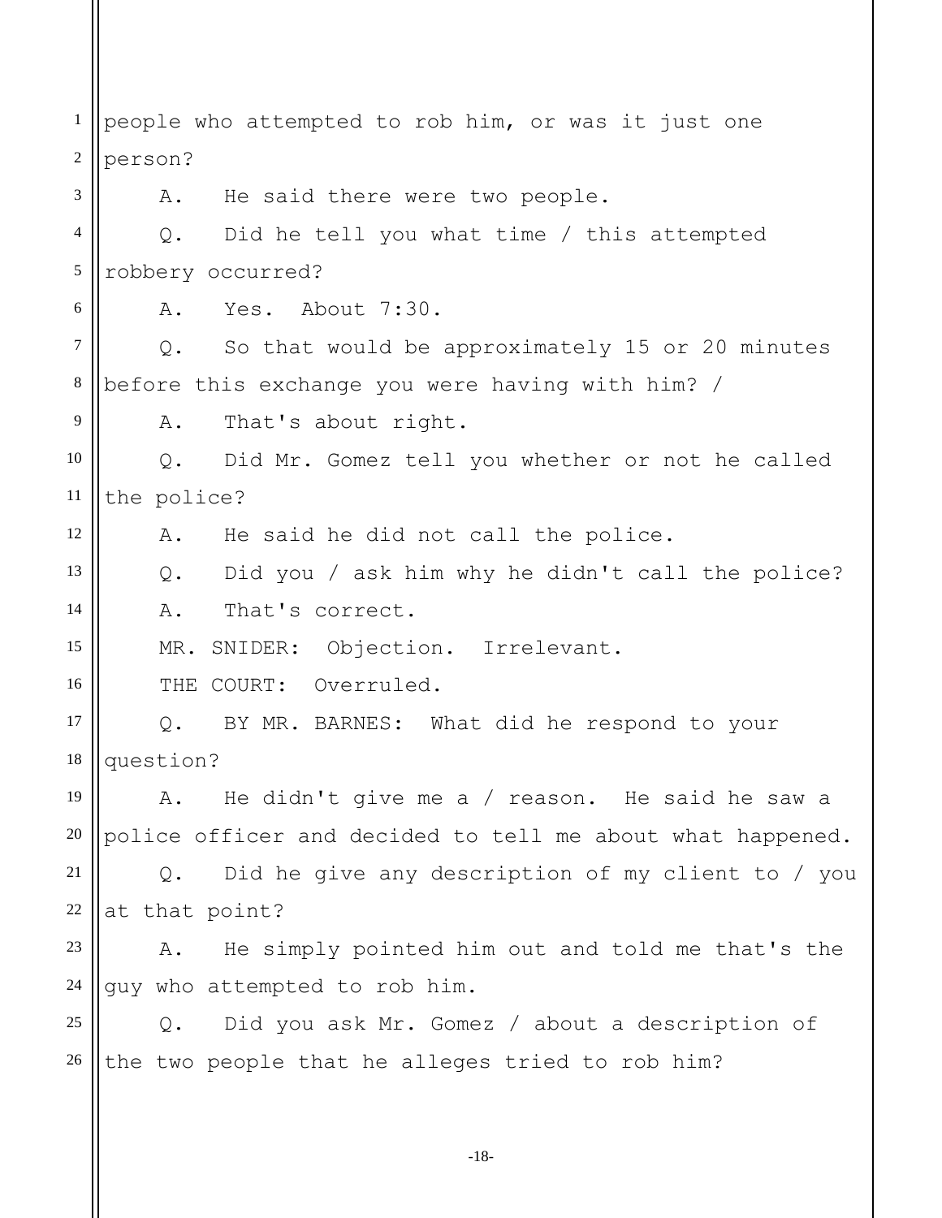people who attempted to rob him, or was it just one person?

A. He said there were two people.

Q. Did he tell you what time / this attempted robbery occurred?

A. Yes. About 7:30.

Q. So that would be approximately 15 or 20 minutes before this exchange you were having with him? /

A. That's about right.

Q. Did Mr. Gomez tell you whether or not he called the police?

A. He said he did not call the police.

Q. Did you / ask him why he didn't call the police?

A. That's correct.

MR. SNIDER: Objection. Irrelevant.

THE COURT: Overruled.

Q. BY MR. BARNES: What did he respond to your question?

A. He didn't give me a / reason. He said he saw a police officer and decided to tell me about what happened.

Q. Did he give any description of my client to / you at that point?

A. He simply pointed him out and told me that's the guy who attempted to rob him.

Q. Did you ask Mr. Gomez / about a description of the two people that he alleges tried to rob him?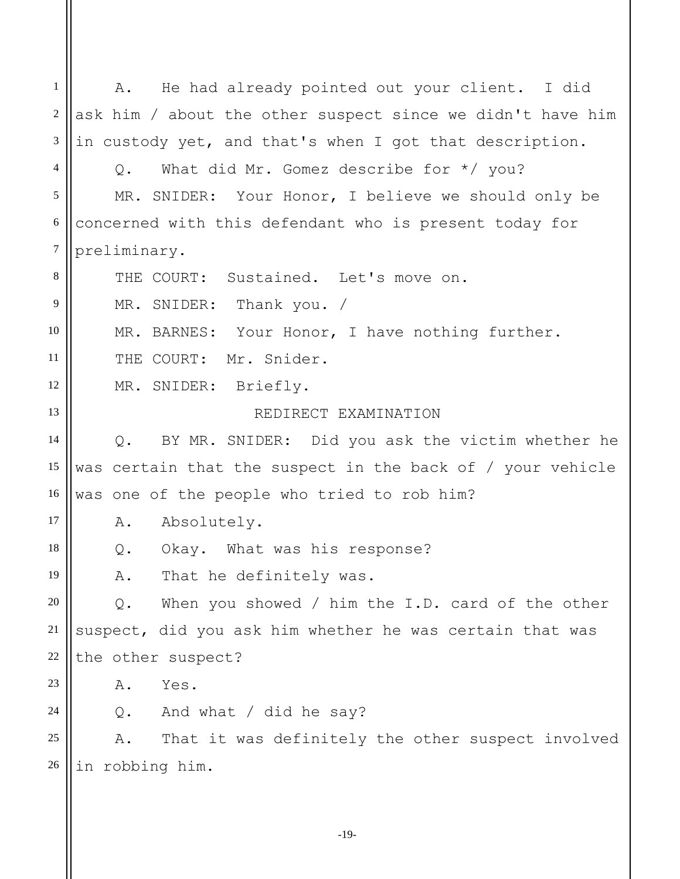A. He had already pointed out your client. I did ask him / about the other suspect since we didn't have him in custody yet, and that's when I got that description.

Q. What did Mr. Gomez describe for */ you?

MR. SNIDER: Your Honor, I believe we should only be concerned with this defendant who is present today for preliminary.

THE COURT: Sustained. Let's move on.

MR. SNIDER: Thank you. /

MR. BARNES: Your Honor, I have nothing further.

THE COURT: Mr. Snider.

MR. SNIDER: Briefly.

REDIRECT EXAMINATION

Q. BY MR. SNIDER: Did you ask the victim whether he was certain that the suspect in the back of / your vehicle was one of the people who tried to rob him?

A. Absolutely.

Q. Okay. What was his response?

A. That he definitely was.

Q. When you showed / him the I.D. card of the other suspect, did you ask him whether he was certain that was the other suspect?

A. Yes.

Q. And what / did he say?

A. That it was definitely the other suspect involved in robbing him.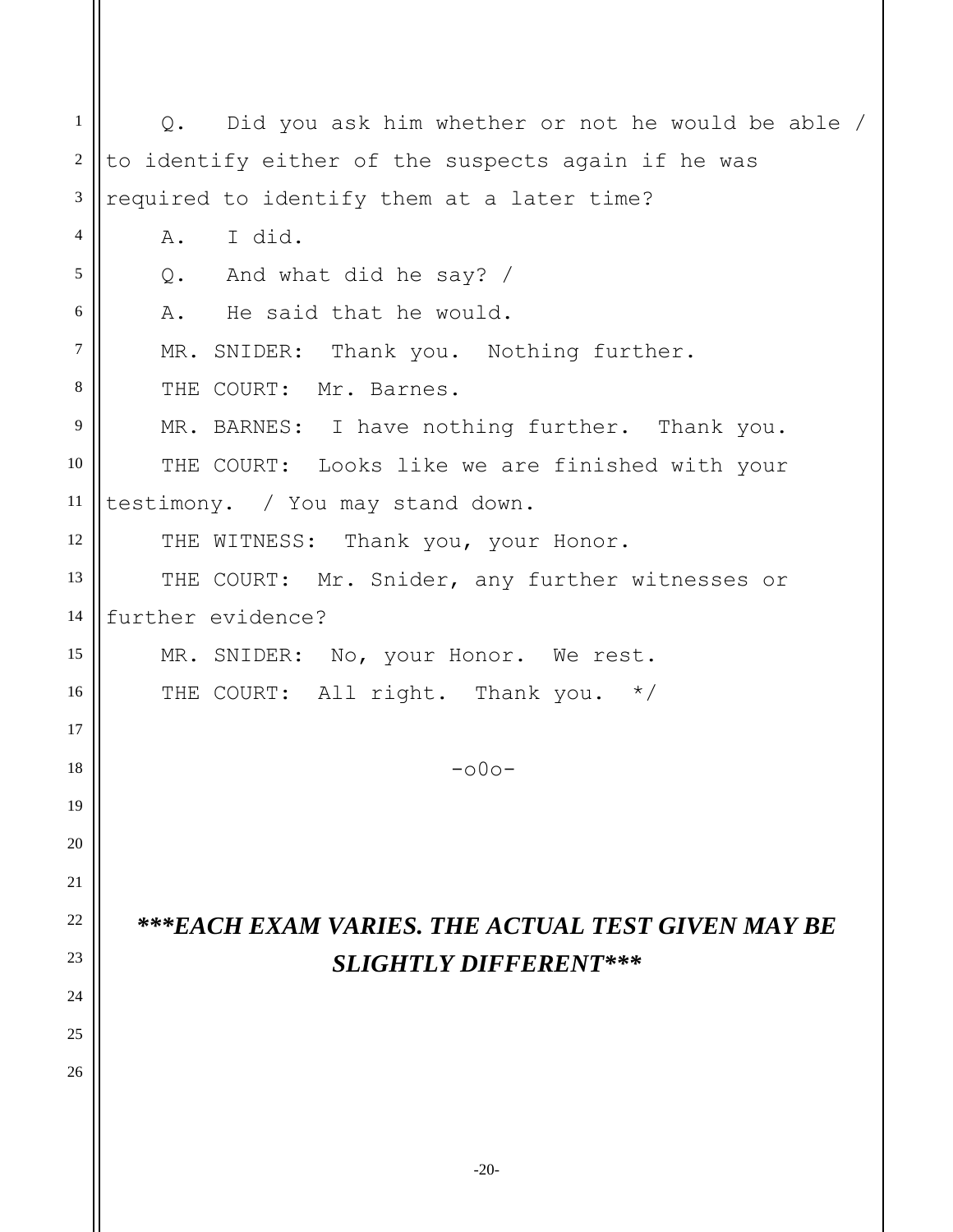Q. Did you ask him whether or not he would be able / to identify either of the suspects again if he was required to identify them at a later time?

A. I did.

Q. And what did he say? /

A. He said that he would.

MR. SNIDER: Thank you. Nothing further.

THE COURT: Mr. Barnes.

MR. BARNES: I have nothing further. Thank you.

THE COURT: Looks like we are finished with your testimony. / You may stand down.

THE WITNESS: Thank you, your Honor.

THE COURT: Mr. Snider, any further witnesses or further evidence?

MR. SNIDER: No, your Honor. We rest.

THE COURT: All right. Thank you. */

-o0o-

***EACH EXAM VARIES. THE ACTUAL TEST GIVEN MAY BE SLIGHTLY DIFFERENT***